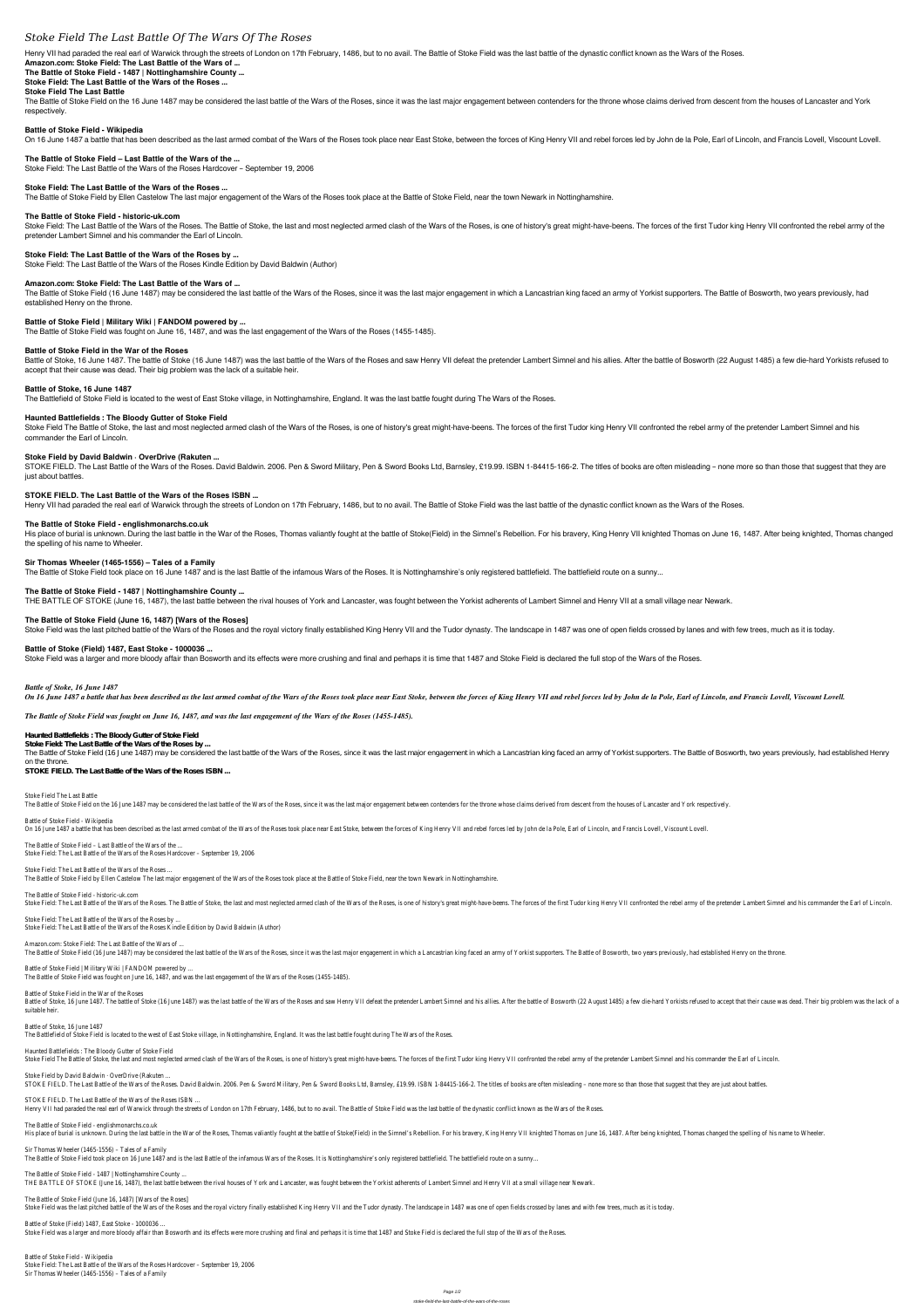# Stoke Field The Last Battle Of The Wars Of The Roses

Henry VII had paraded the real earl of Warwick through the streets of London on 17th February, 1486, but to no avail. The Battle of Stoke Field was the last battle of the dynastic conflict known as the Wars of the Roses.

**Amazon.com: Stoke Field: The Last Battle of the Wars of ...**

**The Battle of Stoke Field - 1487 | Nottinghamshire County ...**

**Stoke Field: The Last Battle of the Wars of the Roses ...**

**Stoke Field The Last Battle**

The Battle of Stoke Field on the 16 June 1487 may be considered the last battle of the Wars of the Roses, since it was the last major engagement between contenders for the throne whose claims derived from descent from the houses of Lancaster and York respectively.

**Battle of Stoke Field - Wikipedia**

On 16 June 1487 a battle that has been described as the last armed combat of the Wars of the Roses took place near East Stoke, between the forces of King Henry VII and rebel forces led by John de la Pole, Earl of Lincoln, and Francis Lovell, Viscount Lovell.

**The Battle of Stoke Field – Last Battle of the Wars of the ...**

Stoke Field: The Last Battle of the Wars of the Roses Hardcover – September 19, 2006

**Stoke Field: The Last Battle of the Wars of the Roses ...**

The Battle of Stoke Field by Ellen Castelow The last major engagement of the Wars of the Roses took place at the Battle of Stoke Field, near the town Newark in Nottinghamshire.

**The Battle of Stoke Field - historic-uk.com**

Stoke Field: The Last Battle of the Wars of the Roses. The Battle of Stoke, the last and most neglected armed clash of the Wars of the Roses, is one of history's great might-have-beens. The forces of the first Tudor king Henry VII confronted the rebel army of the pretender Lambert Simnel and his commander the Earl of Lincoln.

**Stoke Field: The Last Battle of the Wars of the Roses by ...**

Stoke Field: The Last Battle of the Wars of the Roses Kindle Edition by David Baldwin (Author)

**Amazon.com: Stoke Field: The Last Battle of the Wars of ...**

The Battle of Stoke Field (16 June 1487) may be considered the last battle of the Wars of the Roses, since it was the last major engagement in which a Lancastrian king faced an army of Yorkist supporters. The Battle of Bosworth, two years previously, had established Henry on the throne.

**Battle of Stoke Field | Military Wiki | FANDOM powered by ...**

The Battle of Stoke Field was fought on June 16, 1487, and was the last engagement of the Wars of the Roses (1455-1485).

**Battle of Stoke Field in the War of the Roses**

Battle of Stoke, 16 June 1487. The battle of Stoke (16 June 1487) was the last battle of the Wars of the Roses and saw Henry VII defeat the pretender Lambert Simnel and his allies. After the battle of Bosworth (22 August 1485) a few die-hard Yorkists refused to accept that their cause was dead. Their big problem was the lack of a suitable heir.

**Battle of Stoke, 16 June 1487**

The Battlefield of Stoke Field is located to the west of East Stoke village, in Nottinghamshire, England. It was the last battle fought during The Wars of the Roses.

**Haunted Battlefields : The Bloody Gutter of Stoke Field**

Stoke Field The Battle of Stoke, the last and most neglected armed clash of the Wars of the Roses, is one of history's great might-have-beens. The forces of the first Tudor king Henry VII confronted the rebel army of the pretender Lambert Simnel and his commander the Earl of Lincoln.

**Stoke Field by David Baldwin · OverDrive (Rakuten ...**

STOKE FIELD. The Last Battle of the Wars of the Roses. David Baldwin. 2006. Pen & Sword Military, Pen & Sword Books Ltd, Barnsley, £19.99. ISBN 1-84415-166-2. The titles of books are often misleading – none more so than those that suggest that they are just about battles.

**STOKE FIELD. The Last Battle of the Wars of the Roses ISBN ...**

Henry VII had paraded the real earl of Warwick through the streets of London on 17th February, 1486, but to no avail. The Battle of Stoke Field was the last battle of the dynastic conflict known as the Wars of the Roses.

**The Battle of Stoke Field - englishmonarchs.co.uk**

His place of burial is unknown. During the last battle in the War of the Roses, Thomas valiantly fought at the battle of Stoke(Field) in the Simnel's Rebellion. For his bravery, King Henry VII knighted Thomas on June 16, 1487. After being knighted, Thomas changed the spelling of his name to Wheeler.

**Sir Thomas Wheeler (1465-1556) – Tales of a Family**

The Battle of Stoke Field took place on 16 June 1487 and is the last Battle of the infamous Wars of the Roses. It is Nottinghamshire's only registered battlefield. The battlefield route on a sunny...

**The Battle of Stoke Field - 1487 | Nottinghamshire County ...**

THE BATTLE OF STOKE (June 16, 1487), the last battle between the rival houses of York and Lancaster, was fought between the Yorkist adherents of Lambert Simnel and Henry VII at a small village near Newark.

**The Battle of Stoke Field (June 16, 1487) [Wars of the Roses]**

Stoke Field was the last pitched battle of the Wars of the Roses and the royal victory finally established King Henry VII and the Tudor dynasty. The landscape in 1487 was one of open fields crossed by lanes and with few trees, much as it is today.

**Battle of Stoke (Field) 1487, East Stoke - 1000036 ...**

Stoke Field was a larger and more bloody affair than Bosworth and its effects were more crushing and final and perhaps it is time that 1487 and Stoke Field is declared the full stop of the Wars of the Roses.

***Battle of Stoke, 16 June 1487***

*On 16 June 1487 a battle that has been described as the last armed combat of the Wars of the Roses took place near East Stoke, between the forces of King Henry VII and rebel forces led by John de la Pole, Earl of Lincoln, and Francis Lovell, Viscount Lovell.*

*The Battle of Stoke Field was fought on June 16, 1487, and was the last engagement of the Wars of the Roses (1455-1485).*

**Haunted Battlefields : The Bloody Gutter of Stoke Field**

**Stoke Field: The Last Battle of the Wars of the Roses by ...**

The Battle of Stoke Field (16 June 1487) may be considered the last battle of the Wars of the Roses, since it was the last major engagement in which a Lancastrian king faced an army of Yorkist supporters. The Battle of Bosworth, two years previously, had established Henry on the throne.

**STOKE FIELD. The Last Battle of the Wars of the Roses ISBN ...**

Stoke Field The Last Battle

The Battle of Stoke Field on the 16 June 1487 may be considered the last battle of the Wars of the Roses, since it was the last major engagement between contenders for the throne whose claims derived from descent from the houses of Lancaster and York respectively.

Battle of Stoke Field - Wikipedia

On 16 June 1487 a battle that has been described as the last armed combat of the Wars of the Roses took place near East Stoke, between the forces of King Henry VII and rebel forces led by John de la Pole, Earl of Lincoln, and Francis Lovell, Viscount Lovell.

The Battle of Stoke Field – Last Battle of the Wars of the ...

Stoke Field: The Last Battle of the Wars of the Roses Hardcover – September 19, 2006

Stoke Field: The Last Battle of the Wars of the Roses ...

The Battle of Stoke Field by Ellen Castelow The last major engagement of the Wars of the Roses took place at the Battle of Stoke Field, near the town Newark in Nottinghamshire.

The Battle of Stoke Field - historic-uk.com

Stoke Field: The Last Battle of the Wars of the Roses. The Battle of Stoke, the last and most neglected armed clash of the Wars of the Roses, is one of history's great might-have-beens. The forces of the first Tudor king Henry VII confronted the rebel army of the pretender Lambert Simnel and his commander the Earl of Lincoln.

Stoke Field: The Last Battle of the Wars of the Roses by ...

Stoke Field: The Last Battle of the Wars of the Roses Kindle Edition by David Baldwin (Author)

Amazon.com: Stoke Field: The Last Battle of the Wars of ...

The Battle of Stoke Field (16 June 1487) may be considered the last battle of the Wars of the Roses, since it was the last major engagement in which a Lancastrian king faced an army of Yorkist supporters. The Battle of Bosworth, two years previously, had established Henry on the throne.

Battle of Stoke Field | Military Wiki | FANDOM powered by ...

The Battle of Stoke Field was fought on June 16, 1487, and was the last engagement of the Wars of the Roses (1455-1485).

Battle of Stoke Field in the War of the Roses

Battle of Stoke, 16 June 1487. The battle of Stoke (16 June 1487) was the last battle of the Wars of the Roses and saw Henry VII defeat the pretender Lambert Simnel and his allies. After the battle of Bosworth (22 August 1485) a few die-hard Yorkists refused to accept that their cause was dead. Their big problem was the lack of a suitable heir.

Battle of Stoke, 16 June 1487

The Battlefield of Stoke Field is located to the west of East Stoke village, in Nottinghamshire, England. It was the last battle fought during The Wars of the Roses.

Haunted Battlefields : The Bloody Gutter of Stoke Field

Stoke Field The Battle of Stoke, the last and most neglected armed clash of the Wars of the Roses, is one of history's great might-have-beens. The forces of the first Tudor king Henry VII confronted the rebel army of the pretender Lambert Simnel and his commander the Earl of Lincoln.

Stoke Field by David Baldwin · OverDrive (Rakuten ...

STOKE FIELD. The Last Battle of the Wars of the Roses. David Baldwin. 2006. Pen & Sword Military, Pen & Sword Books Ltd, Barnsley, £19.99. ISBN 1-84415-166-2. The titles of books are often misleading – none more so than those that suggest that they are just about battles.

STOKE FIELD. The Last Battle of the Wars of the Roses ISBN ...

Henry VII had paraded the real earl of Warwick through the streets of London on 17th February, 1486, but to no avail. The Battle of Stoke Field was the last battle of the dynastic conflict known as the Wars of the Roses.

The Battle of Stoke Field - englishmonarchs.co.uk

His place of burial is unknown. During the last battle in the War of the Roses, Thomas valiantly fought at the battle of Stoke(Field) in the Simnel's Rebellion. For his bravery, King Henry VII knighted Thomas on June 16, 1487. After being knighted, Thomas changed the spelling of his name to Wheeler.

Sir Thomas Wheeler (1465-1556) – Tales of a Family

The Battle of Stoke Field took place on 16 June 1487 and is the last Battle of the infamous Wars of the Roses. It is Nottinghamshire's only registered battlefield. The battlefield route on a sunny...

The Battle of Stoke Field - 1487 | Nottinghamshire County ...

THE BATTLE OF STOKE (June 16, 1487), the last battle between the rival houses of York and Lancaster, was fought between the Yorkist adherents of Lambert Simnel and Henry VII at a small village near Newark.

The Battle of Stoke Field (June 16, 1487) [Wars of the Roses]

Stoke Field was the last pitched battle of the Wars of the Roses and the royal victory finally established King Henry VII and the Tudor dynasty. The landscape in 1487 was one of open fields crossed by lanes and with few trees, much as it is today.

Battle of Stoke (Field) 1487, East Stoke - 1000036 ...

Stoke Field was a larger and more bloody affair than Bosworth and its effects were more crushing and final and perhaps it is time that 1487 and Stoke Field is declared the full stop of the Wars of the Roses.

Battle of Stoke Field - Wikipedia

Stoke Field: The Last Battle of the Wars of the Roses Hardcover – September 19, 2006

Sir Thomas Wheeler (1465-1556) – Tales of a Family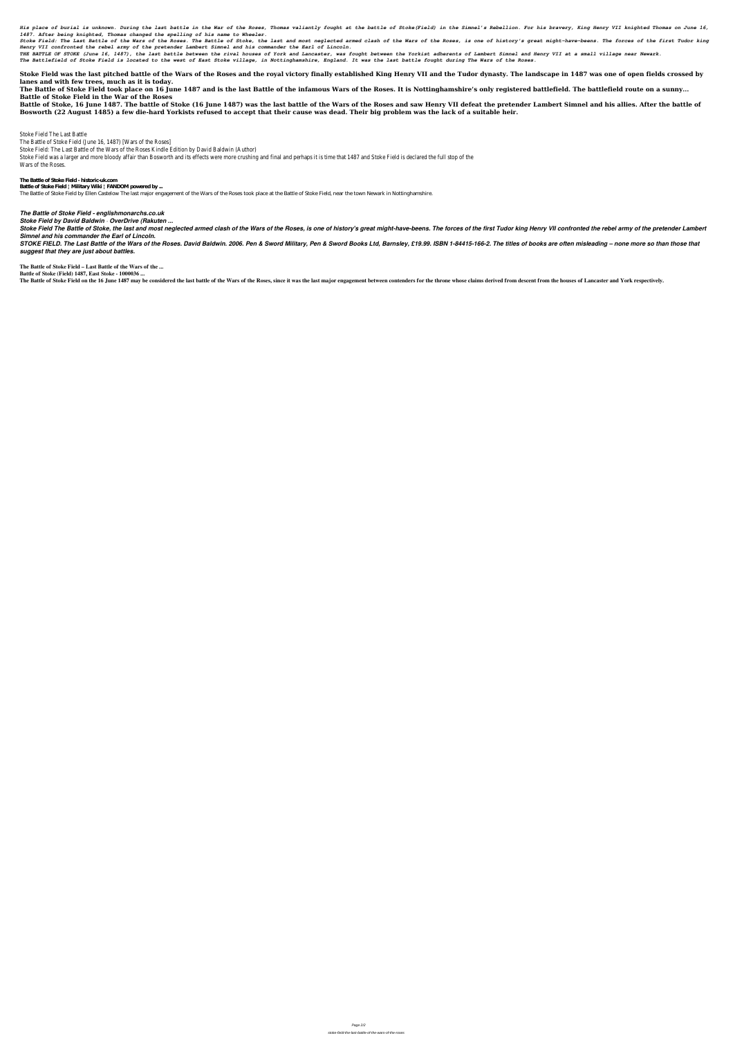*His place of burial is unknown. During the last battle in the War of the Roses, Thomas valiantly fought at the battle of Stoke(Field) in the Simnel's Rebellion. For his bravery, King Henry VII knighted Thomas on June 16, 1487. After being knighted, Thomas changed the spelling of his name to Wheeler.*

*Stoke Field: The Last Battle of the Wars of the Roses. The Battle of Stoke, the last and most neglected armed clash of the Wars of the Roses, is one of history's great might-have-beens. The forces of the first Tudor king Henry VII confronted the rebel army of the pretender Lambert Simnel and his commander the Earl of Lincoln.*

*THE BATTLE OF STOKE (June 16, 1487), the last battle between the rival houses of York and Lancaster, was fought between the Yorkist adherents of Lambert Simnel and Henry VII at a small village near Newark.*

*The Battlefield of Stoke Field is located to the west of East Stoke village, in Nottinghamshire, England. It was the last battle fought during The Wars of the Roses.*

**Stoke Field was the last pitched battle of the Wars of the Roses and the royal victory finally established King Henry VII and the Tudor dynasty. The landscape in 1487 was one of open fields crossed by lanes and with few trees, much as it is today.**

**The Battle of Stoke Field took place on 16 June 1487 and is the last Battle of the infamous Wars of the Roses. It is Nottinghamshire's only registered battlefield. The battlefield route on a sunny...**

**Battle of Stoke Field in the War of the Roses**

**Battle of Stoke, 16 June 1487. The battle of Stoke (16 June 1487) was the last battle of the Wars of the Roses and saw Henry VII defeat the pretender Lambert Simnel and his allies. After the battle of Bosworth (22 August 1485) a few die-hard Yorkists refused to accept that their cause was dead. Their big problem was the lack of a suitable heir.**

Stoke Field The Last Battle

The Battle of Stoke Field (June 16, 1487) [Wars of the Roses]

Stoke Field: The Last Battle of the Wars of the Roses Kindle Edition by David Baldwin (Author)

Stoke Field was a larger and more bloody affair than Bosworth and its effects were more crushing and final and perhaps it is time that 1487 and Stoke Field is declared the full stop of the Wars of the Roses.

**The Battle of Stoke Field - historic-uk.com**

**Battle of Stoke Field | Military Wiki | FANDOM powered by ...**

The Battle of Stoke Field by Ellen Castelow The last major engagement of the Wars of the Roses took place at the Battle of Stoke Field, near the town Newark in Nottinghamshire.

***The Battle of Stoke Field - englishmonarchs.co.uk***

***Stoke Field by David Baldwin · OverDrive (Rakuten ...***

***Stoke Field The Battle of Stoke, the last and most neglected armed clash of the Wars of the Roses, is one of history's great might-have-beens. The forces of the first Tudor king Henry VII confronted the rebel army of the pretender Lambert Simnel and his commander the Earl of Lincoln.***

***STOKE FIELD. The Last Battle of the Wars of the Roses. David Baldwin. 2006. Pen & Sword Military, Pen & Sword Books Ltd, Barnsley, £19.99. ISBN 1-84415-166-2. The titles of books are often misleading – none more so than those that suggest that they are just about battles.***

**The Battle of Stoke Field – Last Battle of the Wars of the ...**

**Battle of Stoke (Field) 1487, East Stoke - 1000036 ...**

**The Battle of Stoke Field on the 16 June 1487 may be considered the last battle of the Wars of the Roses, since it was the last major engagement between contenders for the throne whose claims derived from descent from the houses of Lancaster and York respectively.**